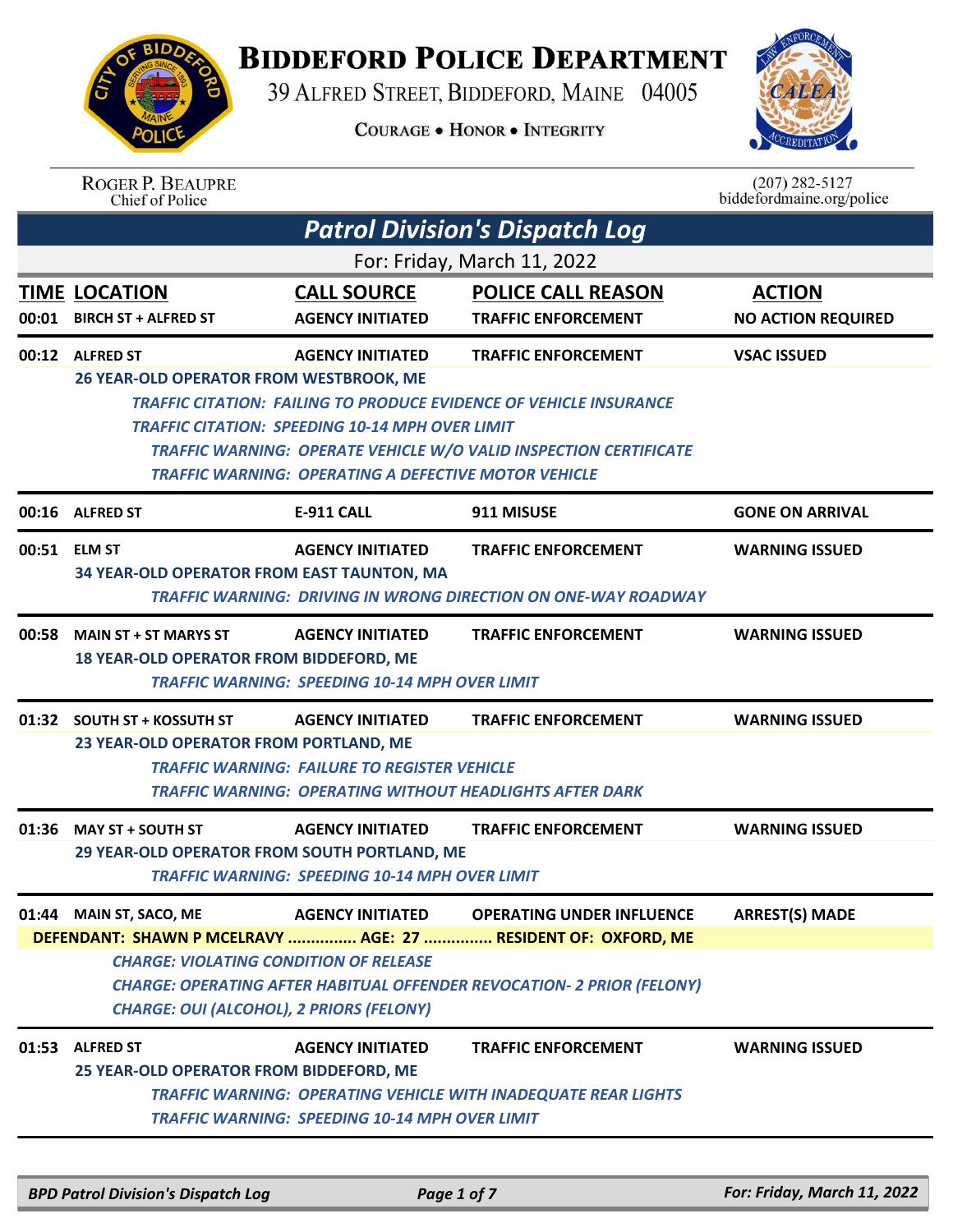# Biddeford Police Department

39 Alfred Street, Biddeford, Maine 04005

Courage • Honor • Integrity

Roger P. Beaupre
Chief of Police

(207) 282-5127
biddefordmaine.org/police

## Patrol Division's Dispatch Log

For: Friday, March 11, 2022

| TIME | LOCATION | CALL SOURCE | POLICE CALL REASON | ACTION |
|---|---|---|---|---|
| 00:01 | BIRCH ST + ALFRED ST | AGENCY INITIATED | TRAFFIC ENFORCEMENT | NO ACTION REQUIRED |
| 00:12 | ALFRED ST | AGENCY INITIATED | TRAFFIC ENFORCEMENT | VSAC ISSUED |

**26 YEAR-OLD OPERATOR FROM WESTBROOK, ME**

*TRAFFIC CITATION: FAILING TO PRODUCE EVIDENCE OF VEHICLE INSURANCE*
*TRAFFIC CITATION: SPEEDING 10-14 MPH OVER LIMIT*
*TRAFFIC WARNING: OPERATE VEHICLE W/O VALID INSPECTION CERTIFICATE*
*TRAFFIC WARNING: OPERATING A DEFECTIVE MOTOR VEHICLE*

| TIME | LOCATION | CALL SOURCE | POLICE CALL REASON | ACTION |
|---|---|---|---|---|
| 00:16 | ALFRED ST | E-911 CALL | 911 MISUSE | GONE ON ARRIVAL |
| 00:51 | ELM ST | AGENCY INITIATED | TRAFFIC ENFORCEMENT | WARNING ISSUED |

**34 YEAR-OLD OPERATOR FROM EAST TAUNTON, MA**

*TRAFFIC WARNING: DRIVING IN WRONG DIRECTION ON ONE-WAY ROADWAY*

| TIME | LOCATION | CALL SOURCE | POLICE CALL REASON | ACTION |
|---|---|---|---|---|
| 00:58 | MAIN ST + ST MARYS ST | AGENCY INITIATED | TRAFFIC ENFORCEMENT | WARNING ISSUED |

**18 YEAR-OLD OPERATOR FROM BIDDEFORD, ME**

*TRAFFIC WARNING: SPEEDING 10-14 MPH OVER LIMIT*

| TIME | LOCATION | CALL SOURCE | POLICE CALL REASON | ACTION |
|---|---|---|---|---|
| 01:32 | SOUTH ST + KOSSUTH ST | AGENCY INITIATED | TRAFFIC ENFORCEMENT | WARNING ISSUED |

**23 YEAR-OLD OPERATOR FROM PORTLAND, ME**

*TRAFFIC WARNING: FAILURE TO REGISTER VEHICLE*
*TRAFFIC WARNING: OPERATING WITHOUT HEADLIGHTS AFTER DARK*

| TIME | LOCATION | CALL SOURCE | POLICE CALL REASON | ACTION |
|---|---|---|---|---|
| 01:36 | MAY ST + SOUTH ST | AGENCY INITIATED | TRAFFIC ENFORCEMENT | WARNING ISSUED |

**29 YEAR-OLD OPERATOR FROM SOUTH PORTLAND, ME**

*TRAFFIC WARNING: SPEEDING 10-14 MPH OVER LIMIT*

| TIME | LOCATION | CALL SOURCE | POLICE CALL REASON | ACTION |
|---|---|---|---|---|
| 01:44 | MAIN ST, SACO, ME | AGENCY INITIATED | OPERATING UNDER INFLUENCE | ARREST(S) MADE |

**DEFENDANT: SHAWN P MCELRAVY ............... AGE: 27 ............... RESIDENT OF: OXFORD, ME**

*CHARGE: VIOLATING CONDITION OF RELEASE*
*CHARGE: OPERATING AFTER HABITUAL OFFENDER REVOCATION- 2 PRIOR (FELONY)*
*CHARGE: OUI (ALCOHOL), 2 PRIORS (FELONY)*

| TIME | LOCATION | CALL SOURCE | POLICE CALL REASON | ACTION |
|---|---|---|---|---|
| 01:53 | ALFRED ST | AGENCY INITIATED | TRAFFIC ENFORCEMENT | WARNING ISSUED |

**25 YEAR-OLD OPERATOR FROM BIDDEFORD, ME**

*TRAFFIC WARNING: OPERATING VEHICLE WITH INADEQUATE REAR LIGHTS*
*TRAFFIC WARNING: SPEEDING 10-14 MPH OVER LIMIT*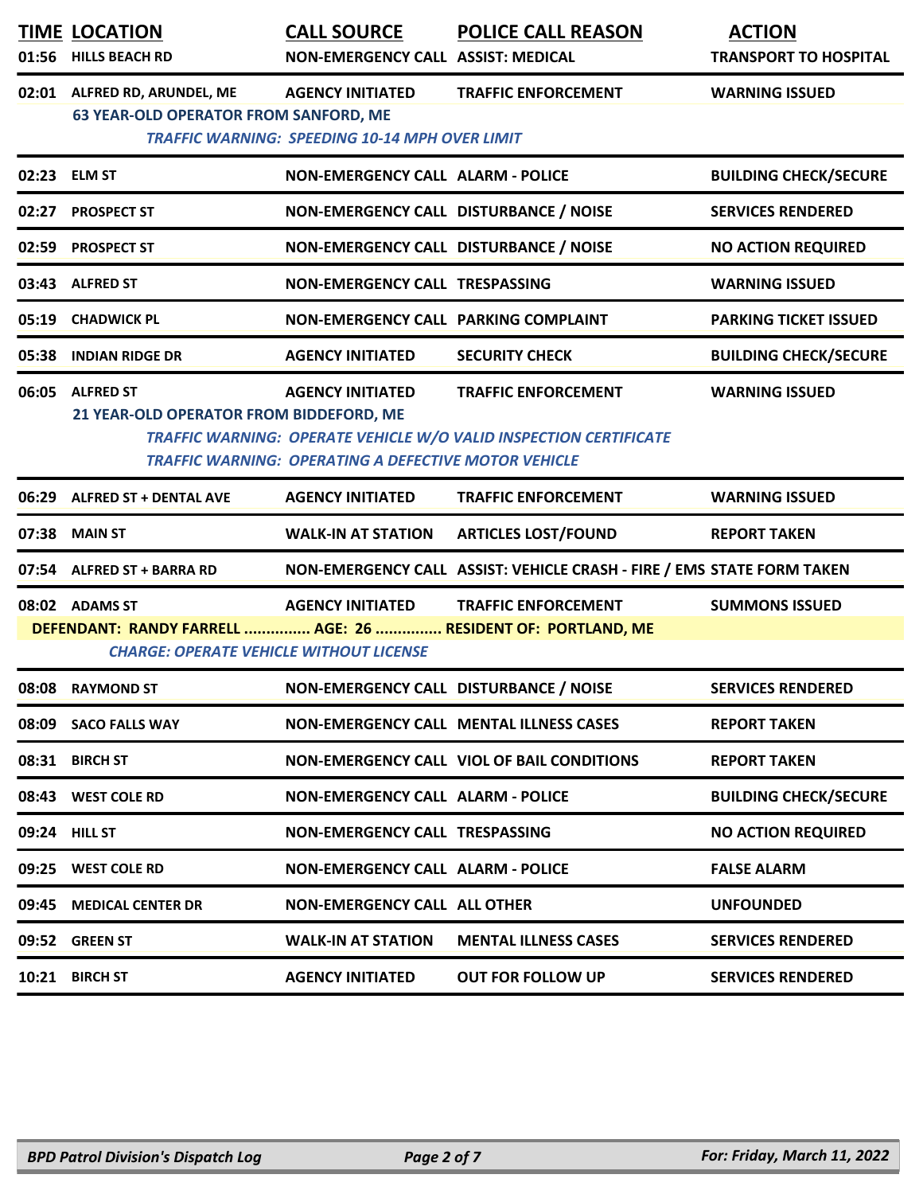| TIME | LOCATION | CALL SOURCE | POLICE CALL REASON | ACTION |
|---|---|---|---|---|
| 01:56 | HILLS BEACH RD | NON-EMERGENCY CALL | ASSIST: MEDICAL | TRANSPORT TO HOSPITAL |
| 02:01 | ALFRED RD, ARUNDEL, ME | AGENCY INITIATED | TRAFFIC ENFORCEMENT | WARNING ISSUED |
| | 63 YEAR-OLD OPERATOR FROM SANFORD, ME | | | |
| | | *TRAFFIC WARNING: SPEEDING 10-14 MPH OVER LIMIT* | | |
| 02:23 | ELM ST | NON-EMERGENCY CALL | ALARM - POLICE | BUILDING CHECK/SECURE |
| 02:27 | PROSPECT ST | NON-EMERGENCY CALL | DISTURBANCE / NOISE | SERVICES RENDERED |
| 02:59 | PROSPECT ST | NON-EMERGENCY CALL | DISTURBANCE / NOISE | NO ACTION REQUIRED |
| 03:43 | ALFRED ST | NON-EMERGENCY CALL | TRESPASSING | WARNING ISSUED |
| 05:19 | CHADWICK PL | NON-EMERGENCY CALL | PARKING COMPLAINT | PARKING TICKET ISSUED |
| 05:38 | INDIAN RIDGE DR | AGENCY INITIATED | SECURITY CHECK | BUILDING CHECK/SECURE |
| 06:05 | ALFRED ST | AGENCY INITIATED | TRAFFIC ENFORCEMENT | WARNING ISSUED |
| | 21 YEAR-OLD OPERATOR FROM BIDDEFORD, ME | | | |
| | | *TRAFFIC WARNING: OPERATE VEHICLE W/O VALID INSPECTION CERTIFICATE* | | |
| | | *TRAFFIC WARNING: OPERATING A DEFECTIVE MOTOR VEHICLE* | | |
| 06:29 | ALFRED ST + DENTAL AVE | AGENCY INITIATED | TRAFFIC ENFORCEMENT | WARNING ISSUED |
| 07:38 | MAIN ST | WALK-IN AT STATION | ARTICLES LOST/FOUND | REPORT TAKEN |
| 07:54 | ALFRED ST + BARRA RD | NON-EMERGENCY CALL | ASSIST: VEHICLE CRASH - FIRE / EMS | STATE FORM TAKEN |
| 08:02 | ADAMS ST | AGENCY INITIATED | TRAFFIC ENFORCEMENT | SUMMONS ISSUED |
| | DEFENDANT: RANDY FARRELL ............... AGE: 26 ............... RESIDENT OF: PORTLAND, ME | | | |
| | *CHARGE: OPERATE VEHICLE WITHOUT LICENSE* | | | |
| 08:08 | RAYMOND ST | NON-EMERGENCY CALL | DISTURBANCE / NOISE | SERVICES RENDERED |
| 08:09 | SACO FALLS WAY | NON-EMERGENCY CALL | MENTAL ILLNESS CASES | REPORT TAKEN |
| 08:31 | BIRCH ST | NON-EMERGENCY CALL | VIOL OF BAIL CONDITIONS | REPORT TAKEN |
| 08:43 | WEST COLE RD | NON-EMERGENCY CALL | ALARM - POLICE | BUILDING CHECK/SECURE |
| 09:24 | HILL ST | NON-EMERGENCY CALL | TRESPASSING | NO ACTION REQUIRED |
| 09:25 | WEST COLE RD | NON-EMERGENCY CALL | ALARM - POLICE | FALSE ALARM |
| 09:45 | MEDICAL CENTER DR | NON-EMERGENCY CALL | ALL OTHER | UNFOUNDED |
| 09:52 | GREEN ST | WALK-IN AT STATION | MENTAL ILLNESS CASES | SERVICES RENDERED |
| 10:21 | BIRCH ST | AGENCY INITIATED | OUT FOR FOLLOW UP | SERVICES RENDERED |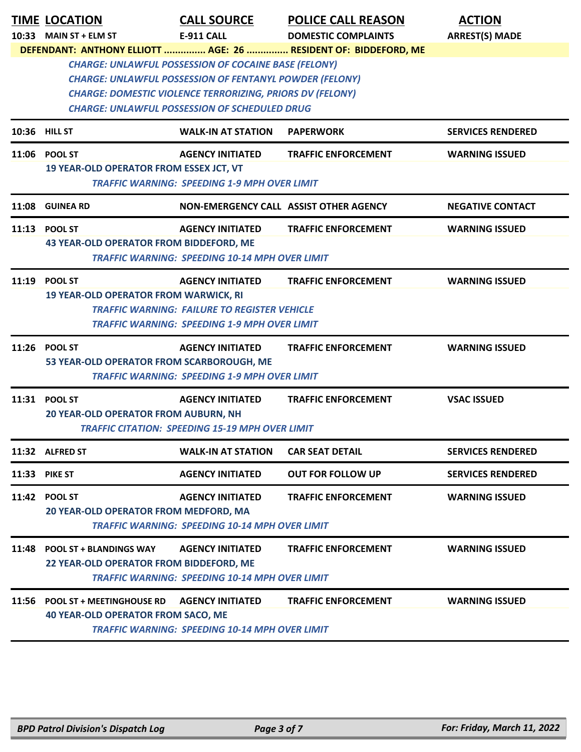| TIME | LOCATION | CALL SOURCE | POLICE CALL REASON | ACTION |
|---|---|---|---|---|
| 10:33 | MAIN ST + ELM ST | E-911 CALL | DOMESTIC COMPLAINTS | ARREST(S) MADE |

**DEFENDANT: ANTHONY ELLIOTT ............... AGE: 26 ............... RESIDENT OF: BIDDEFORD, ME**

*CHARGE: UNLAWFUL POSSESSION OF COCAINE BASE (FELONY)*
*CHARGE: UNLAWFUL POSSESSION OF FENTANYL POWDER (FELONY)*
*CHARGE: DOMESTIC VIOLENCE TERRORIZING, PRIORS DV (FELONY)*
*CHARGE: UNLAWFUL POSSESSION OF SCHEDULED DRUG*

| TIME | LOCATION | CALL SOURCE | POLICE CALL REASON | ACTION |
|---|---|---|---|---|
| 10:36 | HILL ST | WALK-IN AT STATION | PAPERWORK | SERVICES RENDERED |
| 11:06 | POOL ST | AGENCY INITIATED | TRAFFIC ENFORCEMENT | WARNING ISSUED |

19 YEAR-OLD OPERATOR FROM ESSEX JCT, VT
*TRAFFIC WARNING: SPEEDING 1-9 MPH OVER LIMIT*

| TIME | LOCATION | CALL SOURCE | POLICE CALL REASON | ACTION |
|---|---|---|---|---|
| 11:08 | GUINEA RD | NON-EMERGENCY CALL | ASSIST OTHER AGENCY | NEGATIVE CONTACT |
| 11:13 | POOL ST | AGENCY INITIATED | TRAFFIC ENFORCEMENT | WARNING ISSUED |

43 YEAR-OLD OPERATOR FROM BIDDEFORD, ME
*TRAFFIC WARNING: SPEEDING 10-14 MPH OVER LIMIT*

| TIME | LOCATION | CALL SOURCE | POLICE CALL REASON | ACTION |
|---|---|---|---|---|
| 11:19 | POOL ST | AGENCY INITIATED | TRAFFIC ENFORCEMENT | WARNING ISSUED |

19 YEAR-OLD OPERATOR FROM WARWICK, RI
*TRAFFIC WARNING: FAILURE TO REGISTER VEHICLE*
*TRAFFIC WARNING: SPEEDING 1-9 MPH OVER LIMIT*

| TIME | LOCATION | CALL SOURCE | POLICE CALL REASON | ACTION |
|---|---|---|---|---|
| 11:26 | POOL ST | AGENCY INITIATED | TRAFFIC ENFORCEMENT | WARNING ISSUED |

53 YEAR-OLD OPERATOR FROM SCARBOROUGH, ME
*TRAFFIC WARNING: SPEEDING 1-9 MPH OVER LIMIT*

| TIME | LOCATION | CALL SOURCE | POLICE CALL REASON | ACTION |
|---|---|---|---|---|
| 11:31 | POOL ST | AGENCY INITIATED | TRAFFIC ENFORCEMENT | VSAC ISSUED |

20 YEAR-OLD OPERATOR FROM AUBURN, NH
*TRAFFIC CITATION: SPEEDING 15-19 MPH OVER LIMIT*

| TIME | LOCATION | CALL SOURCE | POLICE CALL REASON | ACTION |
|---|---|---|---|---|
| 11:32 | ALFRED ST | WALK-IN AT STATION | CAR SEAT DETAIL | SERVICES RENDERED |
| 11:33 | PIKE ST | AGENCY INITIATED | OUT FOR FOLLOW UP | SERVICES RENDERED |
| 11:42 | POOL ST | AGENCY INITIATED | TRAFFIC ENFORCEMENT | WARNING ISSUED |

20 YEAR-OLD OPERATOR FROM MEDFORD, MA
*TRAFFIC WARNING: SPEEDING 10-14 MPH OVER LIMIT*

| TIME | LOCATION | CALL SOURCE | POLICE CALL REASON | ACTION |
|---|---|---|---|---|
| 11:48 | POOL ST + BLANDINGS WAY | AGENCY INITIATED | TRAFFIC ENFORCEMENT | WARNING ISSUED |

22 YEAR-OLD OPERATOR FROM BIDDEFORD, ME
*TRAFFIC WARNING: SPEEDING 10-14 MPH OVER LIMIT*

| TIME | LOCATION | CALL SOURCE | POLICE CALL REASON | ACTION |
|---|---|---|---|---|
| 11:56 | POOL ST + MEETINGHOUSE RD | AGENCY INITIATED | TRAFFIC ENFORCEMENT | WARNING ISSUED |

40 YEAR-OLD OPERATOR FROM SACO, ME
*TRAFFIC WARNING: SPEEDING 10-14 MPH OVER LIMIT*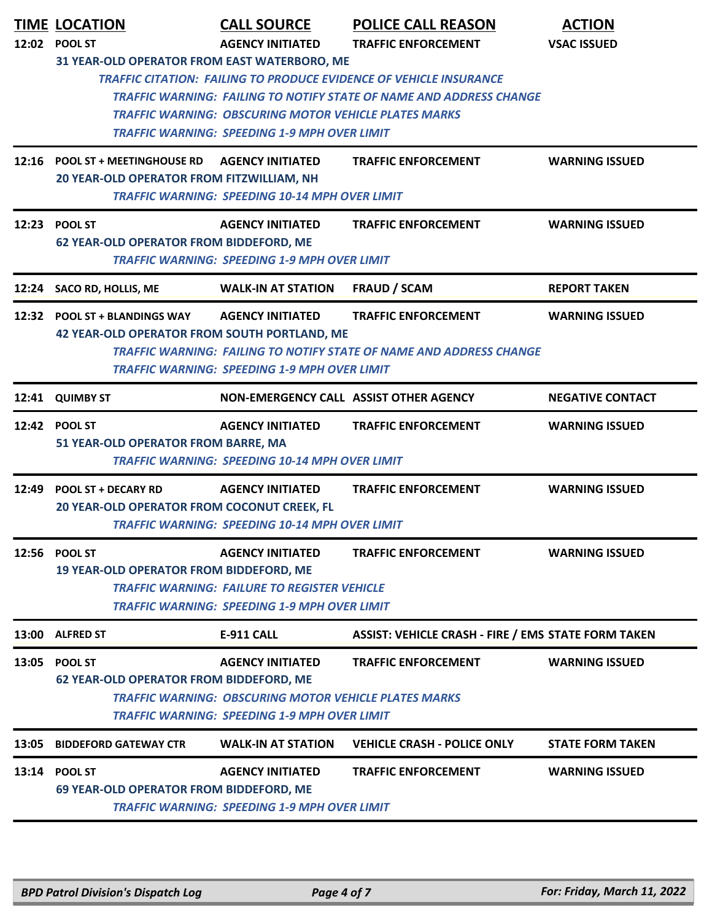| TIME | LOCATION | CALL SOURCE | POLICE CALL REASON | ACTION |
|---|---|---|---|---|
| 12:02 | POOL ST | AGENCY INITIATED | TRAFFIC ENFORCEMENT | VSAC ISSUED |
| | 31 YEAR-OLD OPERATOR FROM EAST WATERBORO, ME | | | |
| | *TRAFFIC CITATION: FAILING TO PRODUCE EVIDENCE OF VEHICLE INSURANCE* | | | |
| | *TRAFFIC WARNING: FAILING TO NOTIFY STATE OF NAME AND ADDRESS CHANGE* | | | |
| | *TRAFFIC WARNING: OBSCURING MOTOR VEHICLE PLATES MARKS* | | | |
| | *TRAFFIC WARNING: SPEEDING 1-9 MPH OVER LIMIT* | | | |
| 12:16 | POOL ST + MEETINGHOUSE RD | AGENCY INITIATED | TRAFFIC ENFORCEMENT | WARNING ISSUED |
| | 20 YEAR-OLD OPERATOR FROM FITZWILLIAM, NH | | | |
| | *TRAFFIC WARNING: SPEEDING 10-14 MPH OVER LIMIT* | | | |
| 12:23 | POOL ST | AGENCY INITIATED | TRAFFIC ENFORCEMENT | WARNING ISSUED |
| | 62 YEAR-OLD OPERATOR FROM BIDDEFORD, ME | | | |
| | *TRAFFIC WARNING: SPEEDING 1-9 MPH OVER LIMIT* | | | |
| 12:24 | SACO RD, HOLLIS, ME | WALK-IN AT STATION | FRAUD / SCAM | REPORT TAKEN |
| 12:32 | POOL ST + BLANDINGS WAY | AGENCY INITIATED | TRAFFIC ENFORCEMENT | WARNING ISSUED |
| | 42 YEAR-OLD OPERATOR FROM SOUTH PORTLAND, ME | | | |
| | *TRAFFIC WARNING: FAILING TO NOTIFY STATE OF NAME AND ADDRESS CHANGE* | | | |
| | *TRAFFIC WARNING: SPEEDING 1-9 MPH OVER LIMIT* | | | |
| 12:41 | QUIMBY ST | NON-EMERGENCY CALL | ASSIST OTHER AGENCY | NEGATIVE CONTACT |
| 12:42 | POOL ST | AGENCY INITIATED | TRAFFIC ENFORCEMENT | WARNING ISSUED |
| | 51 YEAR-OLD OPERATOR FROM BARRE, MA | | | |
| | *TRAFFIC WARNING: SPEEDING 10-14 MPH OVER LIMIT* | | | |
| 12:49 | POOL ST + DECARY RD | AGENCY INITIATED | TRAFFIC ENFORCEMENT | WARNING ISSUED |
| | 20 YEAR-OLD OPERATOR FROM COCONUT CREEK, FL | | | |
| | *TRAFFIC WARNING: SPEEDING 10-14 MPH OVER LIMIT* | | | |
| 12:56 | POOL ST | AGENCY INITIATED | TRAFFIC ENFORCEMENT | WARNING ISSUED |
| | 19 YEAR-OLD OPERATOR FROM BIDDEFORD, ME | | | |
| | *TRAFFIC WARNING: FAILURE TO REGISTER VEHICLE* | | | |
| | *TRAFFIC WARNING: SPEEDING 1-9 MPH OVER LIMIT* | | | |
| 13:00 | ALFRED ST | E-911 CALL | ASSIST: VEHICLE CRASH - FIRE / EMS | STATE FORM TAKEN |
| 13:05 | POOL ST | AGENCY INITIATED | TRAFFIC ENFORCEMENT | WARNING ISSUED |
| | 62 YEAR-OLD OPERATOR FROM BIDDEFORD, ME | | | |
| | *TRAFFIC WARNING: OBSCURING MOTOR VEHICLE PLATES MARKS* | | | |
| | *TRAFFIC WARNING: SPEEDING 1-9 MPH OVER LIMIT* | | | |
| 13:05 | BIDDEFORD GATEWAY CTR | WALK-IN AT STATION | VEHICLE CRASH - POLICE ONLY | STATE FORM TAKEN |
| 13:14 | POOL ST | AGENCY INITIATED | TRAFFIC ENFORCEMENT | WARNING ISSUED |
| | 69 YEAR-OLD OPERATOR FROM BIDDEFORD, ME | | | |
| | *TRAFFIC WARNING: SPEEDING 1-9 MPH OVER LIMIT* | | | |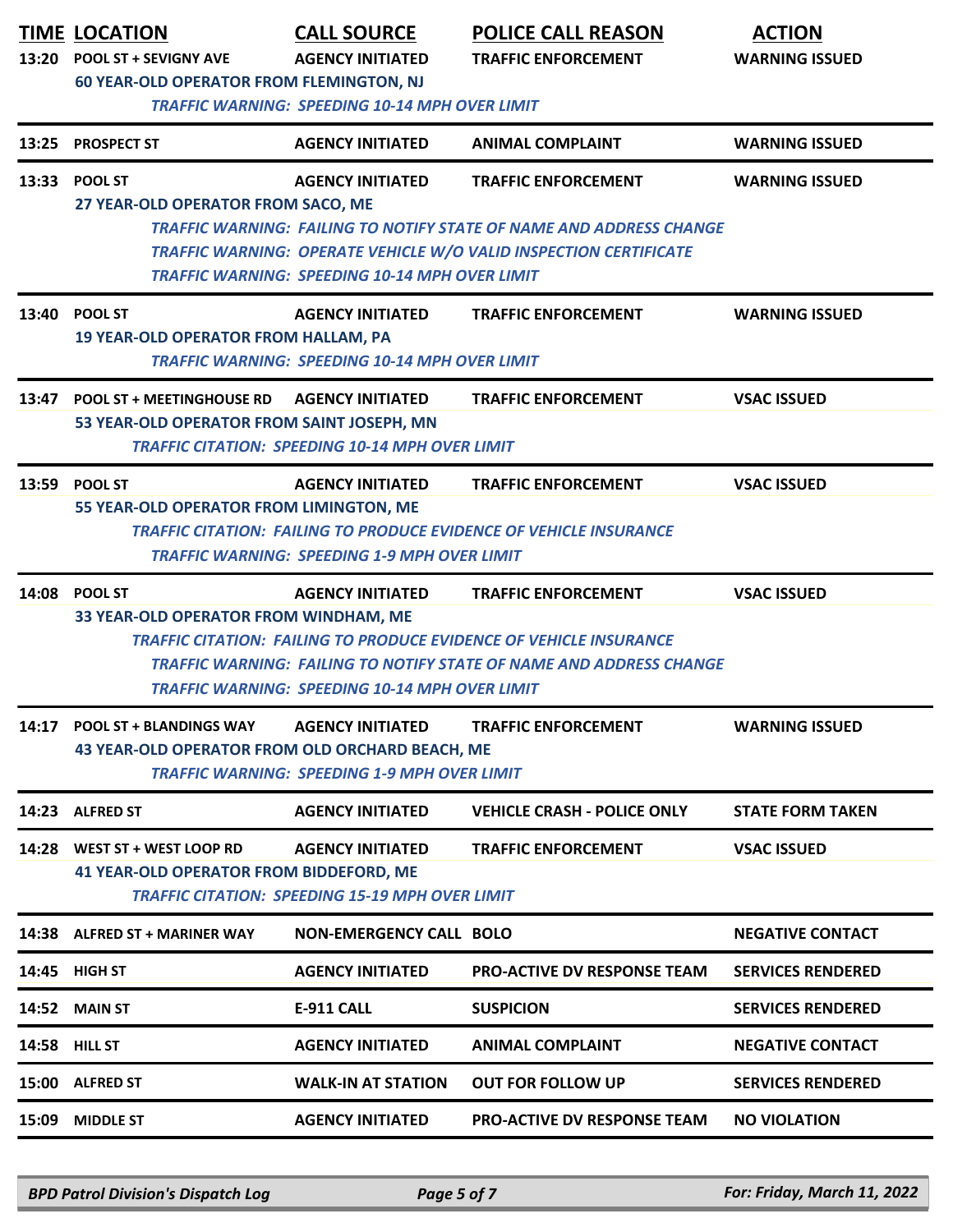| TIME | LOCATION | CALL SOURCE | POLICE CALL REASON | ACTION |
|---|---|---|---|---|
| 13:20 | POOL ST + SEVIGNY AVE | AGENCY INITIATED | TRAFFIC ENFORCEMENT | WARNING ISSUED |
| | 60 YEAR-OLD OPERATOR FROM FLEMINGTON, NJ | | | |
| | | *TRAFFIC WARNING: SPEEDING 10-14 MPH OVER LIMIT* | | |
| 13:25 | PROSPECT ST | AGENCY INITIATED | ANIMAL COMPLAINT | WARNING ISSUED |
| 13:33 | POOL ST | AGENCY INITIATED | TRAFFIC ENFORCEMENT | WARNING ISSUED |
| | 27 YEAR-OLD OPERATOR FROM SACO, ME | | | |
| | | *TRAFFIC WARNING: FAILING TO NOTIFY STATE OF NAME AND ADDRESS CHANGE* | | |
| | | *TRAFFIC WARNING: OPERATE VEHICLE W/O VALID INSPECTION CERTIFICATE* | | |
| | | *TRAFFIC WARNING: SPEEDING 10-14 MPH OVER LIMIT* | | |
| 13:40 | POOL ST | AGENCY INITIATED | TRAFFIC ENFORCEMENT | WARNING ISSUED |
| | 19 YEAR-OLD OPERATOR FROM HALLAM, PA | | | |
| | | *TRAFFIC WARNING: SPEEDING 10-14 MPH OVER LIMIT* | | |
| 13:47 | POOL ST + MEETINGHOUSE RD | AGENCY INITIATED | TRAFFIC ENFORCEMENT | VSAC ISSUED |
| | 53 YEAR-OLD OPERATOR FROM SAINT JOSEPH, MN | | | |
| | | *TRAFFIC CITATION: SPEEDING 10-14 MPH OVER LIMIT* | | |
| 13:59 | POOL ST | AGENCY INITIATED | TRAFFIC ENFORCEMENT | VSAC ISSUED |
| | 55 YEAR-OLD OPERATOR FROM LIMINGTON, ME | | | |
| | | *TRAFFIC CITATION: FAILING TO PRODUCE EVIDENCE OF VEHICLE INSURANCE* | | |
| | | *TRAFFIC WARNING: SPEEDING 1-9 MPH OVER LIMIT* | | |
| 14:08 | POOL ST | AGENCY INITIATED | TRAFFIC ENFORCEMENT | VSAC ISSUED |
| | 33 YEAR-OLD OPERATOR FROM WINDHAM, ME | | | |
| | | *TRAFFIC CITATION: FAILING TO PRODUCE EVIDENCE OF VEHICLE INSURANCE* | | |
| | | *TRAFFIC WARNING: FAILING TO NOTIFY STATE OF NAME AND ADDRESS CHANGE* | | |
| | | *TRAFFIC WARNING: SPEEDING 10-14 MPH OVER LIMIT* | | |
| 14:17 | POOL ST + BLANDINGS WAY | AGENCY INITIATED | TRAFFIC ENFORCEMENT | WARNING ISSUED |
| | 43 YEAR-OLD OPERATOR FROM OLD ORCHARD BEACH, ME | | | |
| | | *TRAFFIC WARNING: SPEEDING 1-9 MPH OVER LIMIT* | | |
| 14:23 | ALFRED ST | AGENCY INITIATED | VEHICLE CRASH - POLICE ONLY | STATE FORM TAKEN |
| 14:28 | WEST ST + WEST LOOP RD | AGENCY INITIATED | TRAFFIC ENFORCEMENT | VSAC ISSUED |
| | 41 YEAR-OLD OPERATOR FROM BIDDEFORD, ME | | | |
| | | *TRAFFIC CITATION: SPEEDING 15-19 MPH OVER LIMIT* | | |
| 14:38 | ALFRED ST + MARINER WAY | NON-EMERGENCY CALL | BOLO | NEGATIVE CONTACT |
| 14:45 | HIGH ST | AGENCY INITIATED | PRO-ACTIVE DV RESPONSE TEAM | SERVICES RENDERED |
| 14:52 | MAIN ST | E-911 CALL | SUSPICION | SERVICES RENDERED |
| 14:58 | HILL ST | AGENCY INITIATED | ANIMAL COMPLAINT | NEGATIVE CONTACT |
| 15:00 | ALFRED ST | WALK-IN AT STATION | OUT FOR FOLLOW UP | SERVICES RENDERED |
| 15:09 | MIDDLE ST | AGENCY INITIATED | PRO-ACTIVE DV RESPONSE TEAM | NO VIOLATION |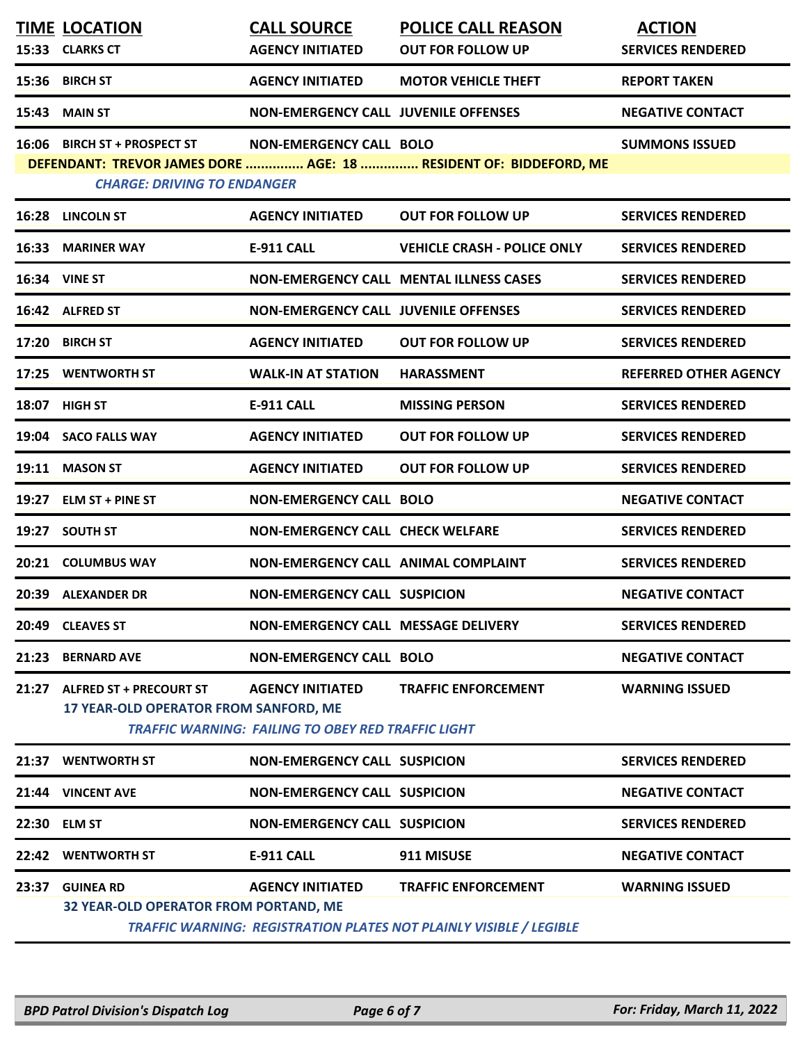| TIME | LOCATION | CALL SOURCE | POLICE CALL REASON | ACTION |
|---|---|---|---|---|
| 15:33 | CLARKS CT | AGENCY INITIATED | OUT FOR FOLLOW UP | SERVICES RENDERED |
| 15:36 | BIRCH ST | AGENCY INITIATED | MOTOR VEHICLE THEFT | REPORT TAKEN |
| 15:43 | MAIN ST | NON-EMERGENCY CALL | JUVENILE OFFENSES | NEGATIVE CONTACT |
| 16:06 | BIRCH ST + PROSPECT ST | NON-EMERGENCY CALL | BOLO | SUMMONS ISSUED |
| | DEFENDANT: TREVOR JAMES DORE ............... AGE: 18 ............... RESIDENT OF: BIDDEFORD, ME | | | |
| | *CHARGE: DRIVING TO ENDANGER* | | | |
| 16:28 | LINCOLN ST | AGENCY INITIATED | OUT FOR FOLLOW UP | SERVICES RENDERED |
| 16:33 | MARINER WAY | E-911 CALL | VEHICLE CRASH - POLICE ONLY | SERVICES RENDERED |
| 16:34 | VINE ST | NON-EMERGENCY CALL | MENTAL ILLNESS CASES | SERVICES RENDERED |
| 16:42 | ALFRED ST | NON-EMERGENCY CALL | JUVENILE OFFENSES | SERVICES RENDERED |
| 17:20 | BIRCH ST | AGENCY INITIATED | OUT FOR FOLLOW UP | SERVICES RENDERED |
| 17:25 | WENTWORTH ST | WALK-IN AT STATION | HARASSMENT | REFERRED OTHER AGENCY |
| 18:07 | HIGH ST | E-911 CALL | MISSING PERSON | SERVICES RENDERED |
| 19:04 | SACO FALLS WAY | AGENCY INITIATED | OUT FOR FOLLOW UP | SERVICES RENDERED |
| 19:11 | MASON ST | AGENCY INITIATED | OUT FOR FOLLOW UP | SERVICES RENDERED |
| 19:27 | ELM ST + PINE ST | NON-EMERGENCY CALL | BOLO | NEGATIVE CONTACT |
| 19:27 | SOUTH ST | NON-EMERGENCY CALL | CHECK WELFARE | SERVICES RENDERED |
| 20:21 | COLUMBUS WAY | NON-EMERGENCY CALL | ANIMAL COMPLAINT | SERVICES RENDERED |
| 20:39 | ALEXANDER DR | NON-EMERGENCY CALL | SUSPICION | NEGATIVE CONTACT |
| 20:49 | CLEAVES ST | NON-EMERGENCY CALL | MESSAGE DELIVERY | SERVICES RENDERED |
| 21:23 | BERNARD AVE | NON-EMERGENCY CALL | BOLO | NEGATIVE CONTACT |
| 21:27 | ALFRED ST + PRECOURT ST | AGENCY INITIATED | TRAFFIC ENFORCEMENT | WARNING ISSUED |
| | 17 YEAR-OLD OPERATOR FROM SANFORD, ME | | | |
| | *TRAFFIC WARNING: FAILING TO OBEY RED TRAFFIC LIGHT* | | | |
| 21:37 | WENTWORTH ST | NON-EMERGENCY CALL | SUSPICION | SERVICES RENDERED |
| 21:44 | VINCENT AVE | NON-EMERGENCY CALL | SUSPICION | NEGATIVE CONTACT |
| 22:30 | ELM ST | NON-EMERGENCY CALL | SUSPICION | SERVICES RENDERED |
| 22:42 | WENTWORTH ST | E-911 CALL | 911 MISUSE | NEGATIVE CONTACT |
| 23:37 | GUINEA RD | AGENCY INITIATED | TRAFFIC ENFORCEMENT | WARNING ISSUED |
| | 32 YEAR-OLD OPERATOR FROM PORTAND, ME | | | |
| | *TRAFFIC WARNING: REGISTRATION PLATES NOT PLAINLY VISIBLE / LEGIBLE* | | | |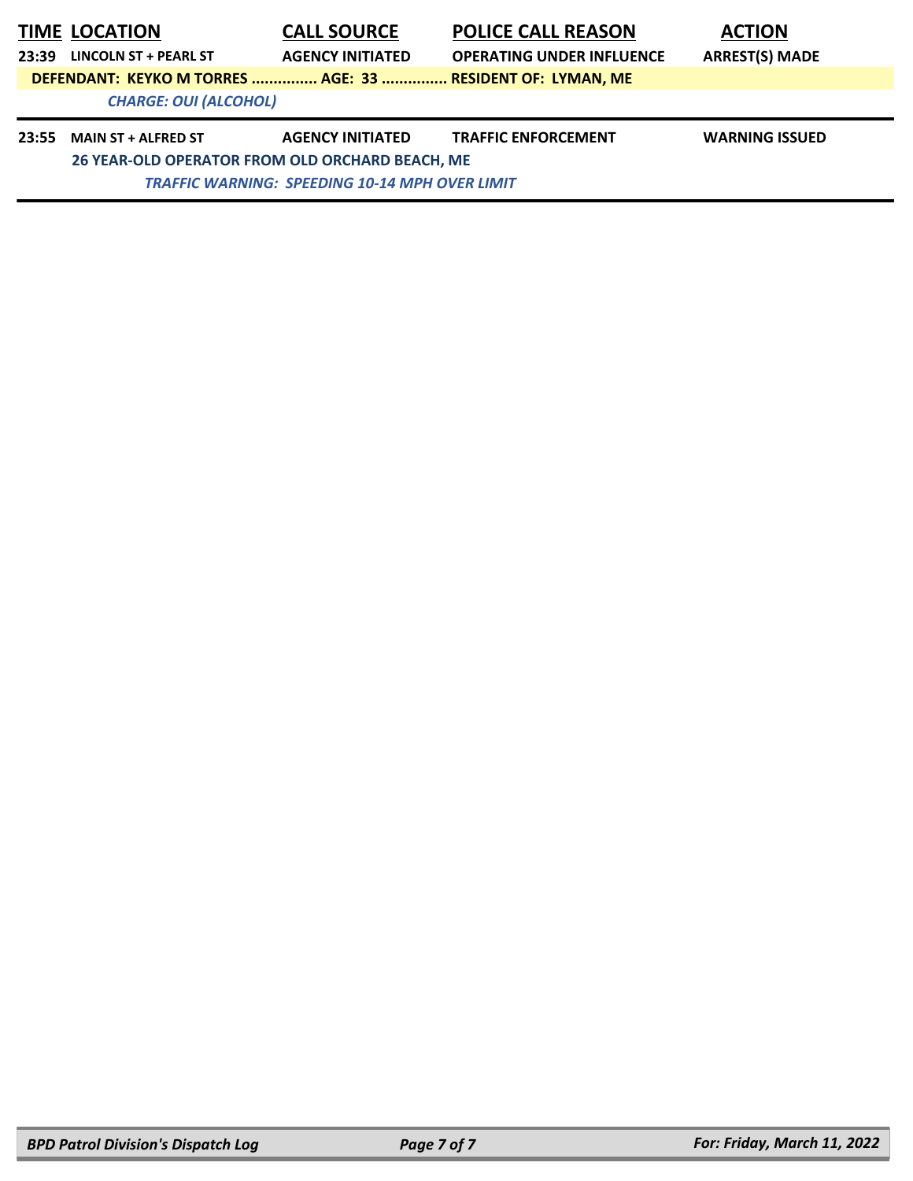| TIME | LOCATION | CALL SOURCE | POLICE CALL REASON | ACTION |
|---|---|---|---|---|
| 23:39 | LINCOLN ST + PEARL ST | AGENCY INITIATED | OPERATING UNDER INFLUENCE | ARREST(S) MADE |

**DEFENDANT: KEYKO M TORRES ............... AGE: 33 ............... RESIDENT OF: LYMAN, ME**

*CHARGE: OUI (ALCOHOL)*

| TIME | LOCATION | CALL SOURCE | POLICE CALL REASON | ACTION |
|---|---|---|---|---|
| 23:55 | MAIN ST + ALFRED ST | AGENCY INITIATED | TRAFFIC ENFORCEMENT | WARNING ISSUED |

**26 YEAR-OLD OPERATOR FROM OLD ORCHARD BEACH, ME**

*TRAFFIC WARNING: SPEEDING 10-14 MPH OVER LIMIT*